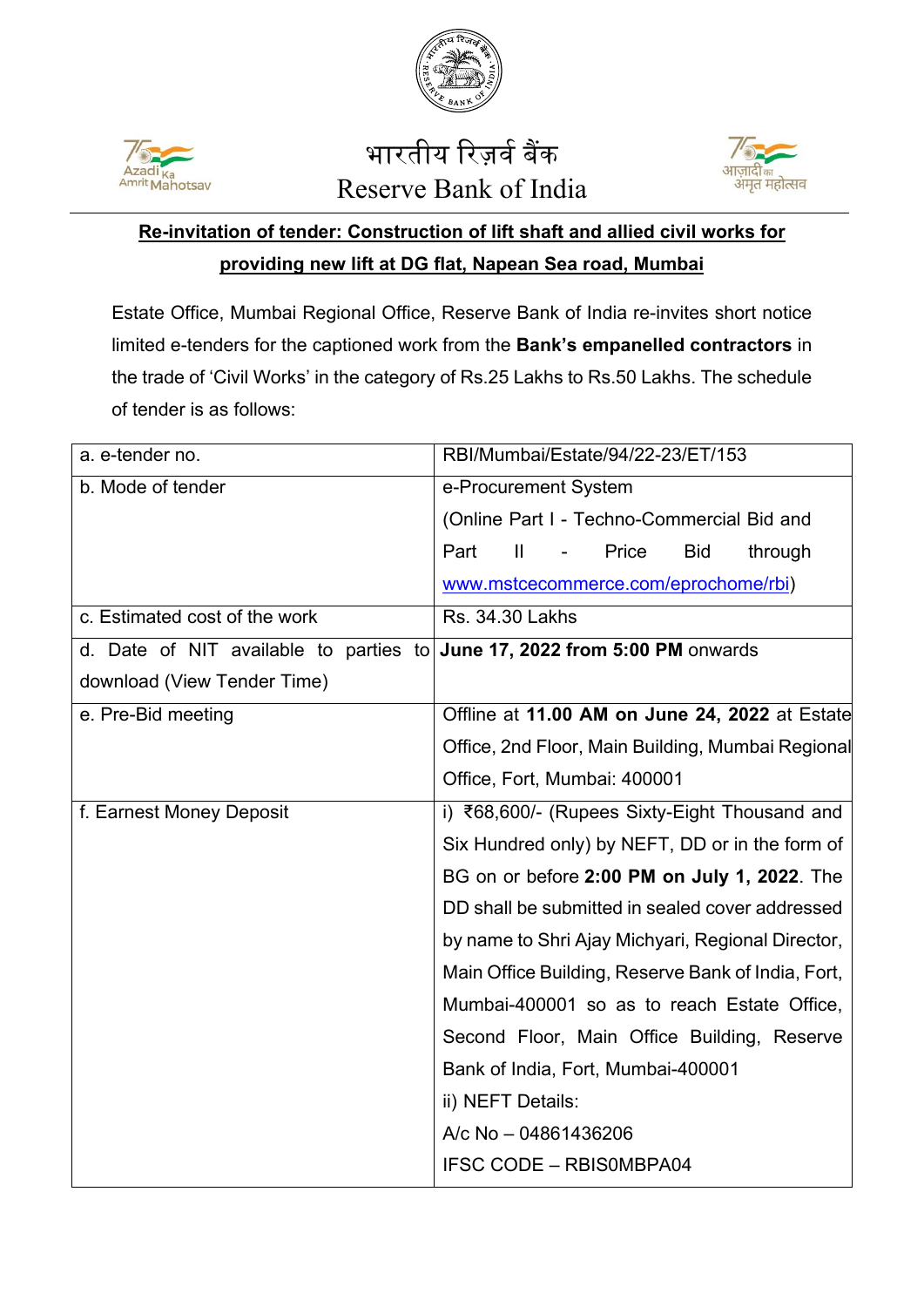भारतीय रिज़र्व बैंक

Reserve Bank of India

## Re-invitation of tender: Construction of lift shaft and allied civil works for providing new lift at DG flat, Napean Sea road, Mumbai

Estate Office, Mumbai Regional Office, Reserve Bank of India re-invites short notice limited e-tenders for the captioned work from the **Bank's empanelled contractors** in the trade of 'Civil Works' in the category of Rs.25 Lakhs to Rs.50 Lakhs. The schedule of tender is as follows:

| | |
|---|---|
| a. e-tender no. | RBI/Mumbai/Estate/94/22-23/ET/153 |
| b. Mode of tender | e-Procurement System (Online Part I - Techno-Commercial Bid and Part II - Price Bid through www.mstcecommerce.com/eprochome/rbi) |
| c. Estimated cost of the work | Rs. 34.30 Lakhs |
| d. Date of NIT available to parties to download (View Tender Time) | **June 17, 2022 from 5:00 PM** onwards |
| e. Pre-Bid meeting | Offline at **11.00 AM on June 24, 2022** at Estate Office, 2nd Floor, Main Building, Mumbai Regional Office, Fort, Mumbai: 400001 |
| f. Earnest Money Deposit | i) ₹68,600/- (Rupees Sixty-Eight Thousand and Six Hundred only) by NEFT, DD or in the form of BG on or before **2:00 PM on July 1, 2022**. The DD shall be submitted in sealed cover addressed by name to Shri Ajay Michyari, Regional Director, Main Office Building, Reserve Bank of India, Fort, Mumbai-400001 so as to reach Estate Office, Second Floor, Main Office Building, Reserve Bank of India, Fort, Mumbai-400001<br>ii) NEFT Details:<br>A/c No – 04861436206<br>IFSC CODE – RBIS0MBPA04 |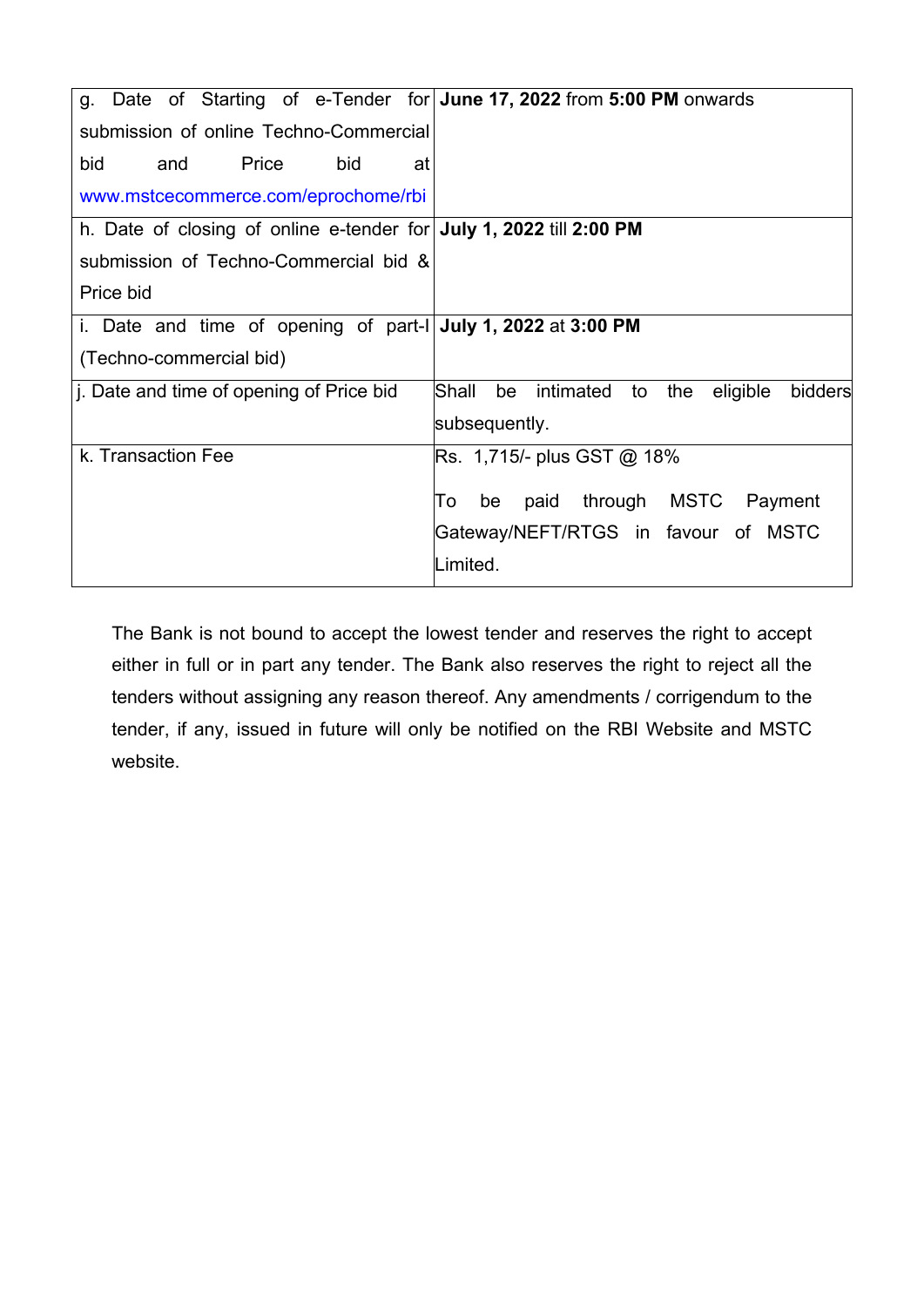| | |
|---|---|
| g. Date of Starting of e-Tender for submission of online Techno-Commercial bid and Price bid at www.mstcecommerce.com/eprochome/rbi | **June 17, 2022** from **5:00 PM** onwards |
| h. Date of closing of online e-tender for submission of Techno-Commercial bid & Price bid | **July 1, 2022** till **2:00 PM** |
| i. Date and time of opening of part-I (Techno-commercial bid) | **July 1, 2022** at **3:00 PM** |
| j. Date and time of opening of Price bid | Shall be intimated to the eligible bidders subsequently. |
| k. Transaction Fee | Rs. 1,715/- plus GST @ 18%<br><br>To be paid through MSTC Payment Gateway/NEFT/RTGS in favour of MSTC Limited. |

The Bank is not bound to accept the lowest tender and reserves the right to accept either in full or in part any tender. The Bank also reserves the right to reject all the tenders without assigning any reason thereof. Any amendments / corrigendum to the tender, if any, issued in future will only be notified on the RBI Website and MSTC website.